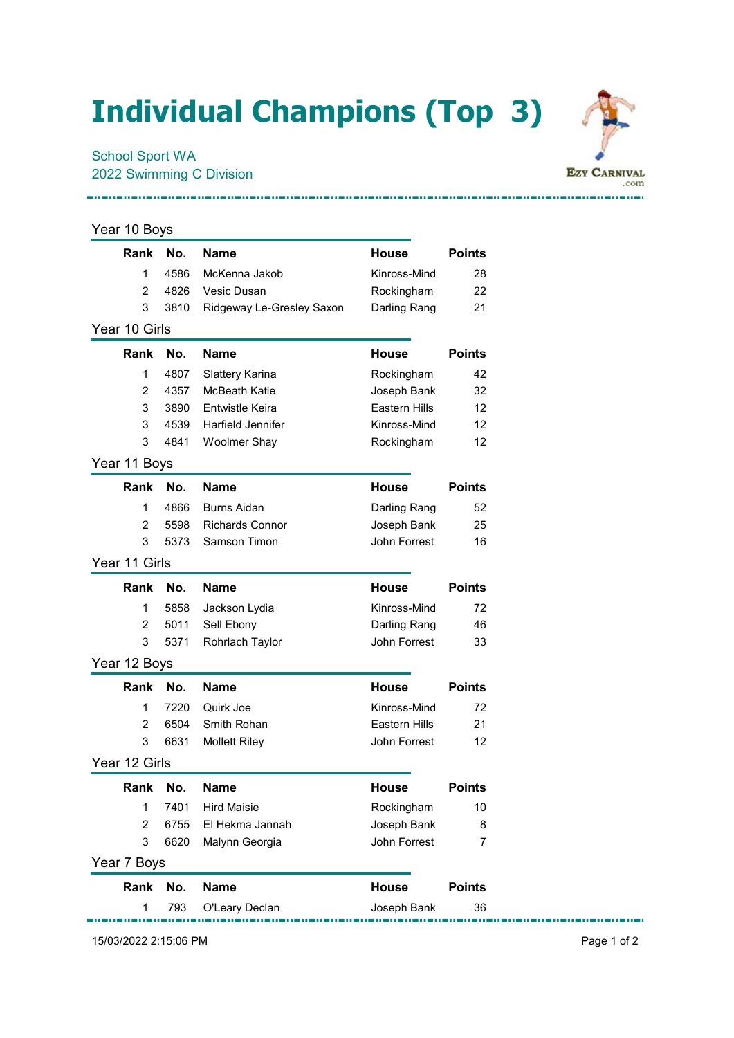# Individual Champions (Top 3)

School Sport WA
2022 Swimming C Division

### Year 10 Boys

| Rank | No. | Name | House | Points |
|---|---|---|---|---|
| 1 | 4586 | McKenna Jakob | Kinross-Mind | 28 |
| 2 | 4826 | Vesic Dusan | Rockingham | 22 |
| 3 | 3810 | Ridgeway Le-Gresley Saxon | Darling Rang | 21 |

### Year 10 Girls

| Rank | No. | Name | House | Points |
|---|---|---|---|---|
| 1 | 4807 | Slattery Karina | Rockingham | 42 |
| 2 | 4357 | McBeath Katie | Joseph Bank | 32 |
| 3 | 3890 | Entwistle Keira | Eastern Hills | 12 |
| 3 | 4539 | Harfield Jennifer | Kinross-Mind | 12 |
| 3 | 4841 | Woolmer Shay | Rockingham | 12 |

### Year 11 Boys

| Rank | No. | Name | House | Points |
|---|---|---|---|---|
| 1 | 4866 | Burns Aidan | Darling Rang | 52 |
| 2 | 5598 | Richards Connor | Joseph Bank | 25 |
| 3 | 5373 | Samson Timon | John Forrest | 16 |

### Year 11 Girls

| Rank | No. | Name | House | Points |
|---|---|---|---|---|
| 1 | 5858 | Jackson Lydia | Kinross-Mind | 72 |
| 2 | 5011 | Sell Ebony | Darling Rang | 46 |
| 3 | 5371 | Rohrlach Taylor | John Forrest | 33 |

### Year 12 Boys

| Rank | No. | Name | House | Points |
|---|---|---|---|---|
| 1 | 7220 | Quirk Joe | Kinross-Mind | 72 |
| 2 | 6504 | Smith Rohan | Eastern Hills | 21 |
| 3 | 6631 | Mollett Riley | John Forrest | 12 |

### Year 12 Girls

| Rank | No. | Name | House | Points |
|---|---|---|---|---|
| 1 | 7401 | Hird Maisie | Rockingham | 10 |
| 2 | 6755 | El Hekma Jannah | Joseph Bank | 8 |
| 3 | 6620 | Malynn Georgia | John Forrest | 7 |

### Year 7 Boys

| Rank | No. | Name | House | Points |
|---|---|---|---|---|
| 1 | 793 | O'Leary Declan | Joseph Bank | 36 |

15/03/2022 2:15:06 PM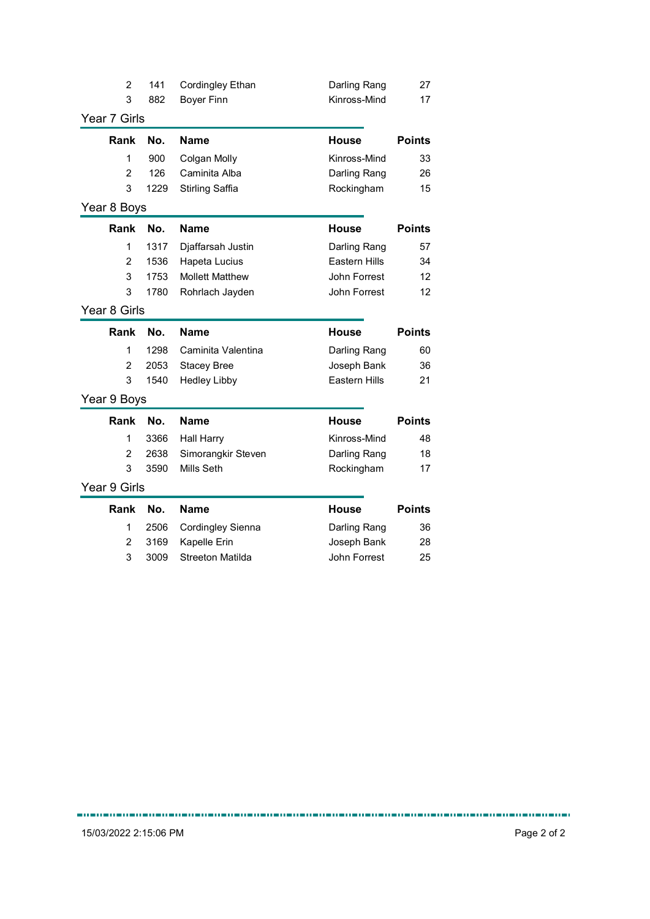| Rank | No. | Name | House | Points |
|---|---|---|---|---|
| 2 | 141 | Cordingley Ethan | Darling Rang | 27 |
| 3 | 882 | Boyer Finn | Kinross-Mind | 17 |

## Year 7 Girls

| Rank | No. | Name | House | Points |
|---|---|---|---|---|
| 1 | 900 | Colgan Molly | Kinross-Mind | 33 |
| 2 | 126 | Caminita Alba | Darling Rang | 26 |
| 3 | 1229 | Stirling Saffia | Rockingham | 15 |

## Year 8 Boys

| Rank | No. | Name | House | Points |
|---|---|---|---|---|
| 1 | 1317 | Djaffarsah Justin | Darling Rang | 57 |
| 2 | 1536 | Hapeta Lucius | Eastern Hills | 34 |
| 3 | 1753 | Mollett Matthew | John Forrest | 12 |
| 3 | 1780 | Rohrlach Jayden | John Forrest | 12 |

## Year 8 Girls

| Rank | No. | Name | House | Points |
|---|---|---|---|---|
| 1 | 1298 | Caminita Valentina | Darling Rang | 60 |
| 2 | 2053 | Stacey Bree | Joseph Bank | 36 |
| 3 | 1540 | Hedley Libby | Eastern Hills | 21 |

## Year 9 Boys

| Rank | No. | Name | House | Points |
|---|---|---|---|---|
| 1 | 3366 | Hall Harry | Kinross-Mind | 48 |
| 2 | 2638 | Simorangkir Steven | Darling Rang | 18 |
| 3 | 3590 | Mills Seth | Rockingham | 17 |

## Year 9 Girls

| Rank | No. | Name | House | Points |
|---|---|---|---|---|
| 1 | 2506 | Cordingley Sienna | Darling Rang | 36 |
| 2 | 3169 | Kapelle Erin | Joseph Bank | 28 |
| 3 | 3009 | Streeton Matilda | John Forrest | 25 |

15/03/2022 2:15:06 PM